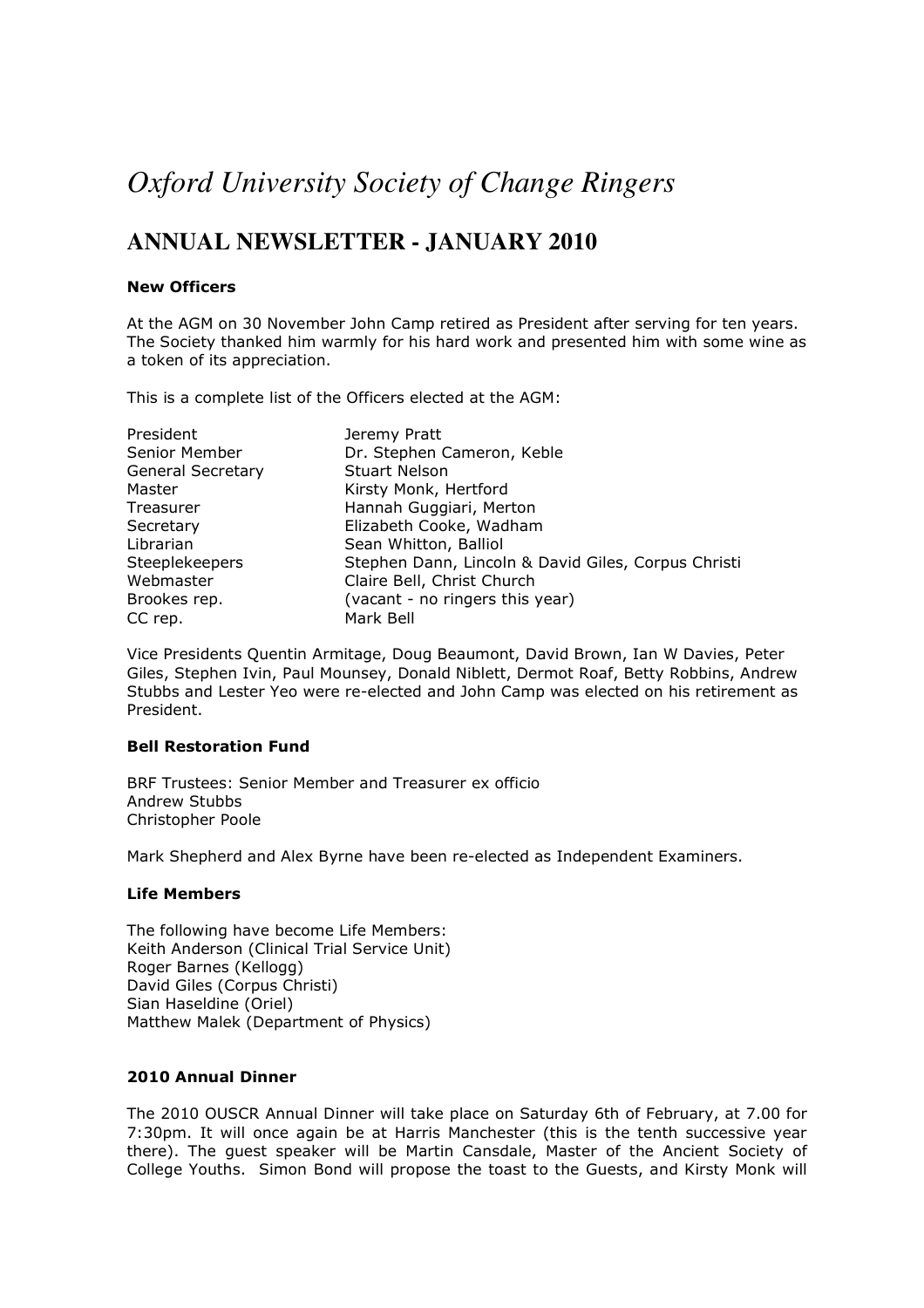// Oxford University Society of Change Ringers

*Oxford University Society of Change Ringers*

## ANNUAL NEWSLETTER - JANUARY 2010

**New Officers**

At the AGM on 30 November John Camp retired as President after serving for ten years. The Society thanked him warmly for his hard work and presented him with some wine as a token of its appreciation.

This is a complete list of the Officers elected at the AGM:

| | |
|---|---|
| President | Jeremy Pratt |
| Senior Member | Dr. Stephen Cameron, Keble |
| General Secretary | Stuart Nelson |
| Master | Kirsty Monk, Hertford |
| Treasurer | Hannah Guggiari, Merton |
| Secretary | Elizabeth Cooke, Wadham |
| Librarian | Sean Whitton, Balliol |
| Steeplekeepers | Stephen Dann, Lincoln & David Giles, Corpus Christi |
| Webmaster | Claire Bell, Christ Church |
| Brookes rep. | (vacant - no ringers this year) |
| CC rep. | Mark Bell |

Vice Presidents Quentin Armitage, Doug Beaumont, David Brown, Ian W Davies, Peter Giles, Stephen Ivin, Paul Mounsey, Donald Niblett, Dermot Roaf, Betty Robbins, Andrew Stubbs and Lester Yeo were re-elected and John Camp was elected on his retirement as President.

**Bell Restoration Fund**

BRF Trustees: Senior Member and Treasurer ex officio
Andrew Stubbs
Christopher Poole

Mark Shepherd and Alex Byrne have been re-elected as Independent Examiners.

**Life Members**

The following have become Life Members:
Keith Anderson (Clinical Trial Service Unit)
Roger Barnes (Kellogg)
David Giles (Corpus Christi)
Sian Haseldine (Oriel)
Matthew Malek (Department of Physics)

**2010 Annual Dinner**

The 2010 OUSCR Annual Dinner will take place on Saturday 6th of February, at 7.00 for 7:30pm. It will once again be at Harris Manchester (this is the tenth successive year there). The guest speaker will be Martin Cansdale, Master of the Ancient Society of College Youths. Simon Bond will propose the toast to the Guests, and Kirsty Monk will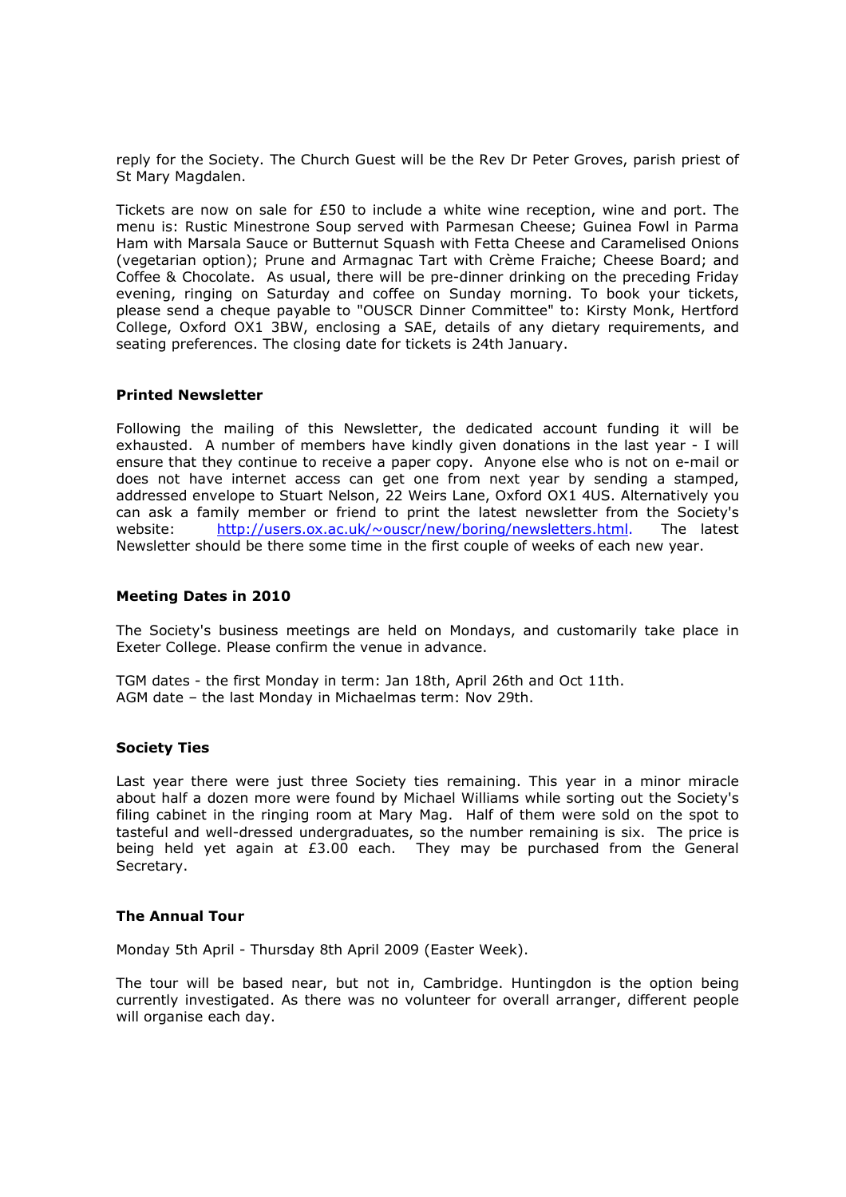reply for the Society. The Church Guest will be the Rev Dr Peter Groves, parish priest of St Mary Magdalen.

Tickets are now on sale for £50 to include a white wine reception, wine and port. The menu is: Rustic Minestrone Soup served with Parmesan Cheese; Guinea Fowl in Parma Ham with Marsala Sauce or Butternut Squash with Fetta Cheese and Caramelised Onions (vegetarian option); Prune and Armagnac Tart with Crème Fraiche; Cheese Board; and Coffee & Chocolate. As usual, there will be pre-dinner drinking on the preceding Friday evening, ringing on Saturday and coffee on Sunday morning. To book your tickets, please send a cheque payable to "OUSCR Dinner Committee" to: Kirsty Monk, Hertford College, Oxford OX1 3BW, enclosing a SAE, details of any dietary requirements, and seating preferences. The closing date for tickets is 24th January.

**Printed Newsletter**

Following the mailing of this Newsletter, the dedicated account funding it will be exhausted. A number of members have kindly given donations in the last year - I will ensure that they continue to receive a paper copy. Anyone else who is not on e-mail or does not have internet access can get one from next year by sending a stamped, addressed envelope to Stuart Nelson, 22 Weirs Lane, Oxford OX1 4US. Alternatively you can ask a family member or friend to print the latest newsletter from the Society's website: http://users.ox.ac.uk/~ouscr/new/boring/newsletters.html. The latest Newsletter should be there some time in the first couple of weeks of each new year.

**Meeting Dates in 2010**

The Society's business meetings are held on Mondays, and customarily take place in Exeter College. Please confirm the venue in advance.

TGM dates - the first Monday in term: Jan 18th, April 26th and Oct 11th.
AGM date – the last Monday in Michaelmas term: Nov 29th.

**Society Ties**

Last year there were just three Society ties remaining. This year in a minor miracle about half a dozen more were found by Michael Williams while sorting out the Society's filing cabinet in the ringing room at Mary Mag. Half of them were sold on the spot to tasteful and well-dressed undergraduates, so the number remaining is six. The price is being held yet again at £3.00 each. They may be purchased from the General Secretary.

**The Annual Tour**

Monday 5th April - Thursday 8th April 2009 (Easter Week).

The tour will be based near, but not in, Cambridge. Huntingdon is the option being currently investigated. As there was no volunteer for overall arranger, different people will organise each day.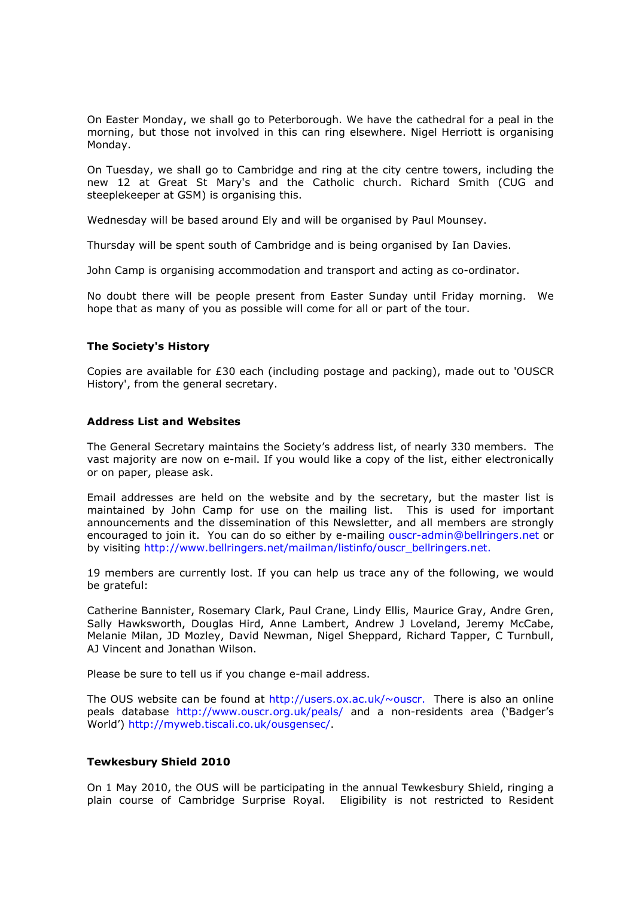On Easter Monday, we shall go to Peterborough. We have the cathedral for a peal in the morning, but those not involved in this can ring elsewhere. Nigel Herriott is organising Monday.

On Tuesday, we shall go to Cambridge and ring at the city centre towers, including the new 12 at Great St Mary's and the Catholic church. Richard Smith (CUG and steeplekeeper at GSM) is organising this.

Wednesday will be based around Ely and will be organised by Paul Mounsey.

Thursday will be spent south of Cambridge and is being organised by Ian Davies.

John Camp is organising accommodation and transport and acting as co-ordinator.

No doubt there will be people present from Easter Sunday until Friday morning. We hope that as many of you as possible will come for all or part of the tour.

**The Society's History**

Copies are available for £30 each (including postage and packing), made out to 'OUSCR History', from the general secretary.

**Address List and Websites**

The General Secretary maintains the Society's address list, of nearly 330 members. The vast majority are now on e-mail. If you would like a copy of the list, either electronically or on paper, please ask.

Email addresses are held on the website and by the secretary, but the master list is maintained by John Camp for use on the mailing list. This is used for important announcements and the dissemination of this Newsletter, and all members are strongly encouraged to join it. You can do so either by e-mailing ouscr-admin@bellringers.net or by visiting http://www.bellringers.net/mailman/listinfo/ouscr_bellringers.net.

19 members are currently lost. If you can help us trace any of the following, we would be grateful:

Catherine Bannister, Rosemary Clark, Paul Crane, Lindy Ellis, Maurice Gray, Andre Gren, Sally Hawksworth, Douglas Hird, Anne Lambert, Andrew J Loveland, Jeremy McCabe, Melanie Milan, JD Mozley, David Newman, Nigel Sheppard, Richard Tapper, C Turnbull, AJ Vincent and Jonathan Wilson.

Please be sure to tell us if you change e-mail address.

The OUS website can be found at http://users.ox.ac.uk/~ouscr. There is also an online peals database http://www.ouscr.org.uk/peals/ and a non-residents area ('Badger's World') http://myweb.tiscali.co.uk/ousgensec/.

**Tewkesbury Shield 2010**

On 1 May 2010, the OUS will be participating in the annual Tewkesbury Shield, ringing a plain course of Cambridge Surprise Royal. Eligibility is not restricted to Resident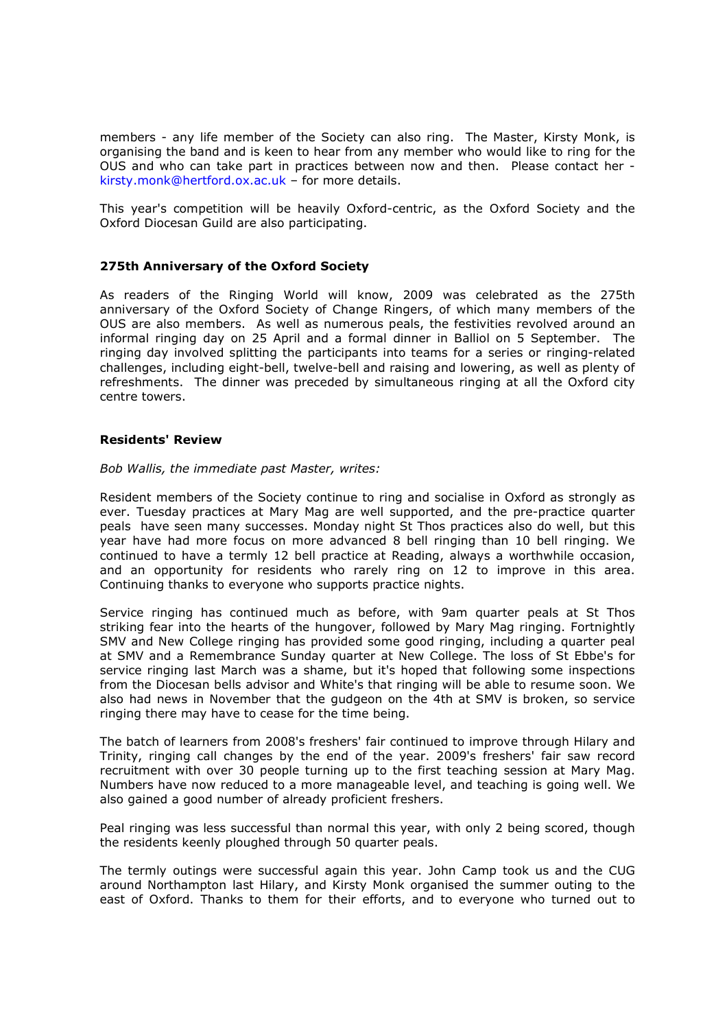members - any life member of the Society can also ring. The Master, Kirsty Monk, is organising the band and is keen to hear from any member who would like to ring for the OUS and who can take part in practices between now and then. Please contact her - kirsty.monk@hertford.ox.ac.uk – for more details.

This year's competition will be heavily Oxford-centric, as the Oxford Society and the Oxford Diocesan Guild are also participating.

### 275th Anniversary of the Oxford Society

As readers of the Ringing World will know, 2009 was celebrated as the 275th anniversary of the Oxford Society of Change Ringers, of which many members of the OUS are also members. As well as numerous peals, the festivities revolved around an informal ringing day on 25 April and a formal dinner in Balliol on 5 September. The ringing day involved splitting the participants into teams for a series or ringing-related challenges, including eight-bell, twelve-bell and raising and lowering, as well as plenty of refreshments. The dinner was preceded by simultaneous ringing at all the Oxford city centre towers.

### Residents' Review

*Bob Wallis, the immediate past Master, writes:*

Resident members of the Society continue to ring and socialise in Oxford as strongly as ever. Tuesday practices at Mary Mag are well supported, and the pre-practice quarter peals have seen many successes. Monday night St Thos practices also do well, but this year have had more focus on more advanced 8 bell ringing than 10 bell ringing. We continued to have a termly 12 bell practice at Reading, always a worthwhile occasion, and an opportunity for residents who rarely ring on 12 to improve in this area. Continuing thanks to everyone who supports practice nights.

Service ringing has continued much as before, with 9am quarter peals at St Thos striking fear into the hearts of the hungover, followed by Mary Mag ringing. Fortnightly SMV and New College ringing has provided some good ringing, including a quarter peal at SMV and a Remembrance Sunday quarter at New College. The loss of St Ebbe's for service ringing last March was a shame, but it's hoped that following some inspections from the Diocesan bells advisor and White's that ringing will be able to resume soon. We also had news in November that the gudgeon on the 4th at SMV is broken, so service ringing there may have to cease for the time being.

The batch of learners from 2008's freshers' fair continued to improve through Hilary and Trinity, ringing call changes by the end of the year. 2009's freshers' fair saw record recruitment with over 30 people turning up to the first teaching session at Mary Mag. Numbers have now reduced to a more manageable level, and teaching is going well. We also gained a good number of already proficient freshers.

Peal ringing was less successful than normal this year, with only 2 being scored, though the residents keenly ploughed through 50 quarter peals.

The termly outings were successful again this year. John Camp took us and the CUG around Northampton last Hilary, and Kirsty Monk organised the summer outing to the east of Oxford. Thanks to them for their efforts, and to everyone who turned out to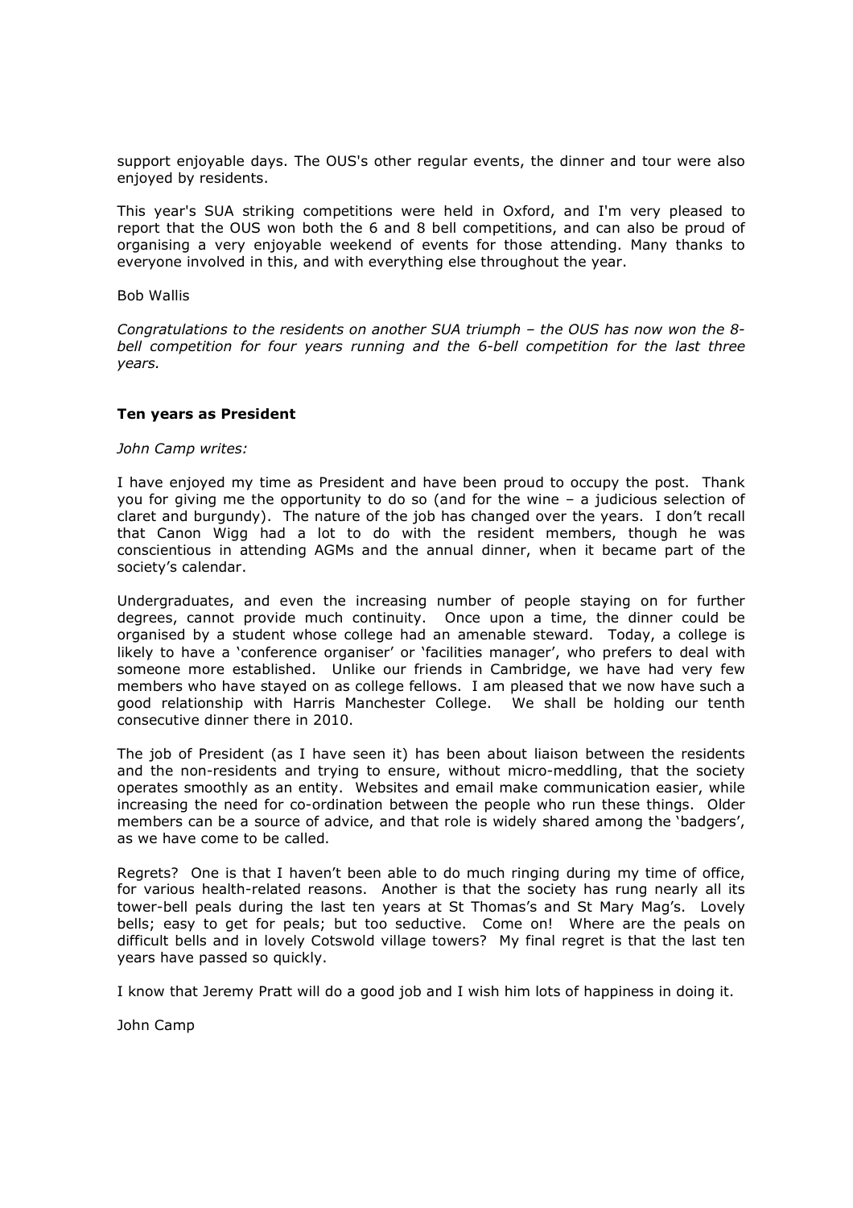support enjoyable days. The OUS's other regular events, the dinner and tour were also enjoyed by residents.

This year's SUA striking competitions were held in Oxford, and I'm very pleased to report that the OUS won both the 6 and 8 bell competitions, and can also be proud of organising a very enjoyable weekend of events for those attending. Many thanks to everyone involved in this, and with everything else throughout the year.

Bob Wallis

*Congratulations to the residents on another SUA triumph – the OUS has now won the 8-bell competition for four years running and the 6-bell competition for the last three years.*

**Ten years as President**

*John Camp writes:*

I have enjoyed my time as President and have been proud to occupy the post. Thank you for giving me the opportunity to do so (and for the wine – a judicious selection of claret and burgundy). The nature of the job has changed over the years. I don't recall that Canon Wigg had a lot to do with the resident members, though he was conscientious in attending AGMs and the annual dinner, when it became part of the society's calendar.

Undergraduates, and even the increasing number of people staying on for further degrees, cannot provide much continuity. Once upon a time, the dinner could be organised by a student whose college had an amenable steward. Today, a college is likely to have a 'conference organiser' or 'facilities manager', who prefers to deal with someone more established. Unlike our friends in Cambridge, we have had very few members who have stayed on as college fellows. I am pleased that we now have such a good relationship with Harris Manchester College. We shall be holding our tenth consecutive dinner there in 2010.

The job of President (as I have seen it) has been about liaison between the residents and the non-residents and trying to ensure, without micro-meddling, that the society operates smoothly as an entity. Websites and email make communication easier, while increasing the need for co-ordination between the people who run these things. Older members can be a source of advice, and that role is widely shared among the 'badgers', as we have come to be called.

Regrets? One is that I haven't been able to do much ringing during my time of office, for various health-related reasons. Another is that the society has rung nearly all its tower-bell peals during the last ten years at St Thomas's and St Mary Mag's. Lovely bells; easy to get for peals; but too seductive. Come on! Where are the peals on difficult bells and in lovely Cotswold village towers? My final regret is that the last ten years have passed so quickly.

I know that Jeremy Pratt will do a good job and I wish him lots of happiness in doing it.

John Camp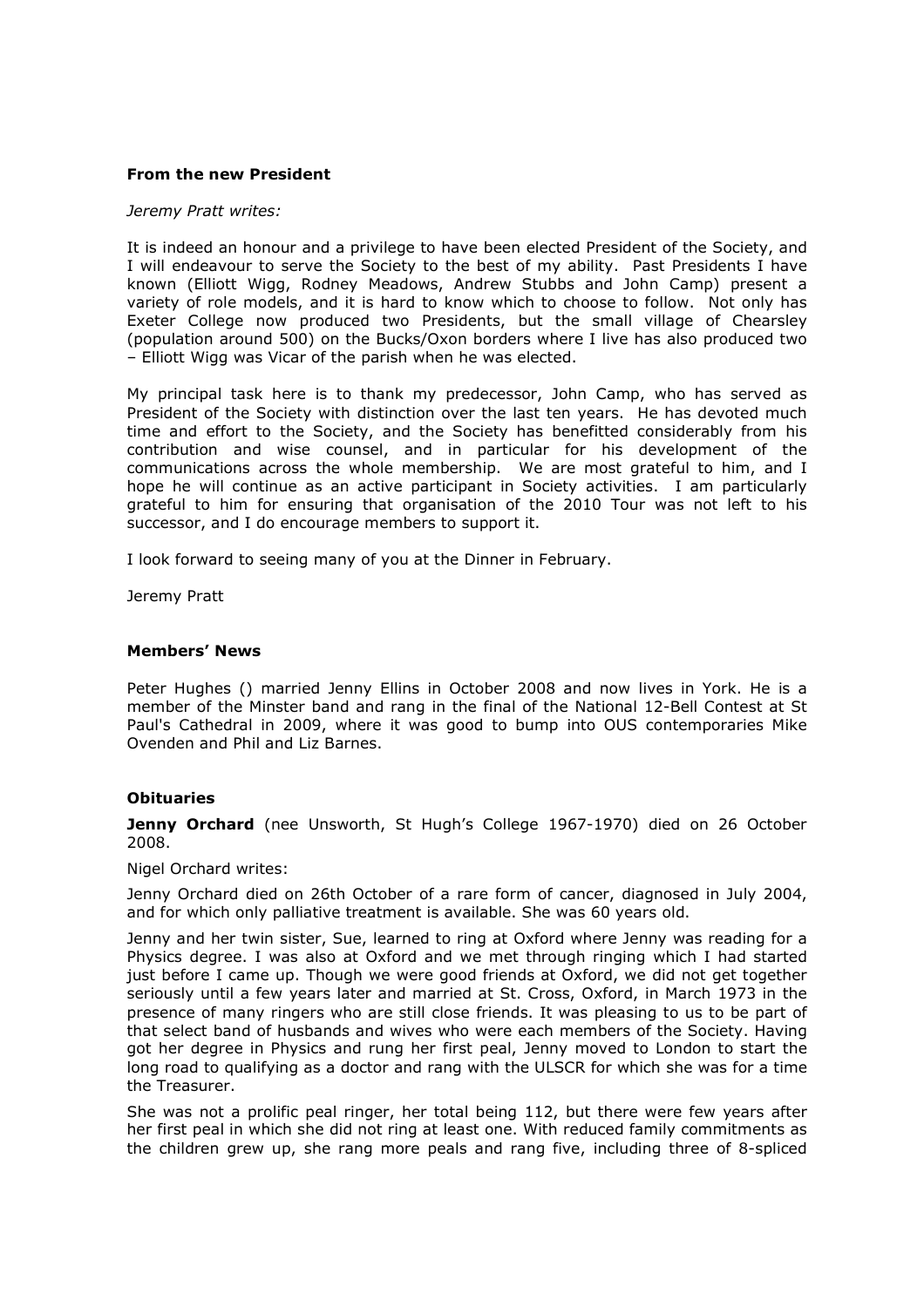**From the new President**

*Jeremy Pratt writes:*

It is indeed an honour and a privilege to have been elected President of the Society, and I will endeavour to serve the Society to the best of my ability. Past Presidents I have known (Elliott Wigg, Rodney Meadows, Andrew Stubbs and John Camp) present a variety of role models, and it is hard to know which to choose to follow. Not only has Exeter College now produced two Presidents, but the small village of Chearsley (population around 500) on the Bucks/Oxon borders where I live has also produced two – Elliott Wigg was Vicar of the parish when he was elected.

My principal task here is to thank my predecessor, John Camp, who has served as President of the Society with distinction over the last ten years. He has devoted much time and effort to the Society, and the Society has benefitted considerably from his contribution and wise counsel, and in particular for his development of the communications across the whole membership. We are most grateful to him, and I hope he will continue as an active participant in Society activities. I am particularly grateful to him for ensuring that organisation of the 2010 Tour was not left to his successor, and I do encourage members to support it.

I look forward to seeing many of you at the Dinner in February.

Jeremy Pratt

**Members' News**

Peter Hughes () married Jenny Ellins in October 2008 and now lives in York. He is a member of the Minster band and rang in the final of the National 12-Bell Contest at St Paul's Cathedral in 2009, where it was good to bump into OUS contemporaries Mike Ovenden and Phil and Liz Barnes.

**Obituaries**

**Jenny Orchard** (nee Unsworth, St Hugh's College 1967-1970) died on 26 October 2008.

Nigel Orchard writes:

Jenny Orchard died on 26th October of a rare form of cancer, diagnosed in July 2004, and for which only palliative treatment is available. She was 60 years old.

Jenny and her twin sister, Sue, learned to ring at Oxford where Jenny was reading for a Physics degree. I was also at Oxford and we met through ringing which I had started just before I came up. Though we were good friends at Oxford, we did not get together seriously until a few years later and married at St. Cross, Oxford, in March 1973 in the presence of many ringers who are still close friends. It was pleasing to us to be part of that select band of husbands and wives who were each members of the Society. Having got her degree in Physics and rung her first peal, Jenny moved to London to start the long road to qualifying as a doctor and rang with the ULSCR for which she was for a time the Treasurer.

She was not a prolific peal ringer, her total being 112, but there were few years after her first peal in which she did not ring at least one. With reduced family commitments as the children grew up, she rang more peals and rang five, including three of 8-spliced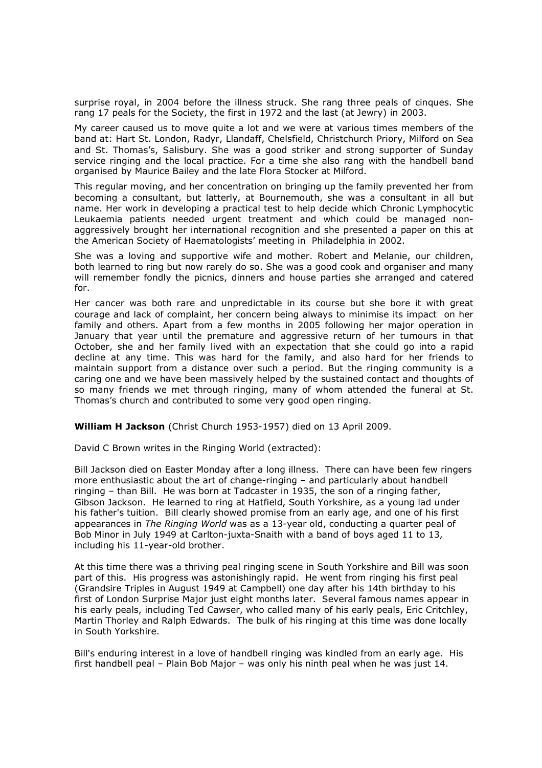surprise royal, in 2004 before the illness struck. She rang three peals of cinques. She rang 17 peals for the Society, the first in 1972 and the last (at Jewry) in 2003.

My career caused us to move quite a lot and we were at various times members of the band at: Hart St. London, Radyr, Llandaff, Chelsfield, Christchurch Priory, Milford on Sea and St. Thomas's, Salisbury. She was a good striker and strong supporter of Sunday service ringing and the local practice. For a time she also rang with the handbell band organised by Maurice Bailey and the late Flora Stocker at Milford.

This regular moving, and her concentration on bringing up the family prevented her from becoming a consultant, but latterly, at Bournemouth, she was a consultant in all but name. Her work in developing a practical test to help decide which Chronic Lymphocytic Leukaemia patients needed urgent treatment and which could be managed non-aggressively brought her international recognition and she presented a paper on this at the American Society of Haematologists' meeting in Philadelphia in 2002.

She was a loving and supportive wife and mother. Robert and Melanie, our children, both learned to ring but now rarely do so. She was a good cook and organiser and many will remember fondly the picnics, dinners and house parties she arranged and catered for.

Her cancer was both rare and unpredictable in its course but she bore it with great courage and lack of complaint, her concern being always to minimise its impact on her family and others. Apart from a few months in 2005 following her major operation in January that year until the premature and aggressive return of her tumours in that October, she and her family lived with an expectation that she could go into a rapid decline at any time. This was hard for the family, and also hard for her friends to maintain support from a distance over such a period. But the ringing community is a caring one and we have been massively helped by the sustained contact and thoughts of so many friends we met through ringing, many of whom attended the funeral at St. Thomas's church and contributed to some very good open ringing.

**William H Jackson** (Christ Church 1953-1957) died on 13 April 2009.

David C Brown writes in the Ringing World (extracted):

Bill Jackson died on Easter Monday after a long illness. There can have been few ringers more enthusiastic about the art of change-ringing – and particularly about handbell ringing – than Bill. He was born at Tadcaster in 1935, the son of a ringing father, Gibson Jackson. He learned to ring at Hatfield, South Yorkshire, as a young lad under his father's tuition. Bill clearly showed promise from an early age, and one of his first appearances in *The Ringing World* was as a 13-year old, conducting a quarter peal of Bob Minor in July 1949 at Carlton-juxta-Snaith with a band of boys aged 11 to 13, including his 11-year-old brother.

At this time there was a thriving peal ringing scene in South Yorkshire and Bill was soon part of this. His progress was astonishingly rapid. He went from ringing his first peal (Grandsire Triples in August 1949 at Campbell) one day after his 14th birthday to his first of London Surprise Major just eight months later. Several famous names appear in his early peals, including Ted Cawser, who called many of his early peals, Eric Critchley, Martin Thorley and Ralph Edwards. The bulk of his ringing at this time was done locally in South Yorkshire.

Bill's enduring interest in a love of handbell ringing was kindled from an early age. His first handbell peal – Plain Bob Major – was only his ninth peal when he was just 14.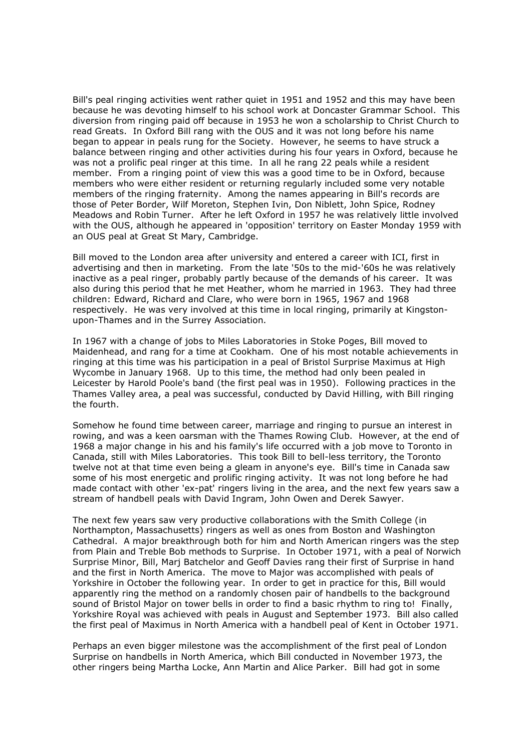Bill's peal ringing activities went rather quiet in 1951 and 1952 and this may have been because he was devoting himself to his school work at Doncaster Grammar School. This diversion from ringing paid off because in 1953 he won a scholarship to Christ Church to read Greats. In Oxford Bill rang with the OUS and it was not long before his name began to appear in peals rung for the Society. However, he seems to have struck a balance between ringing and other activities during his four years in Oxford, because he was not a prolific peal ringer at this time. In all he rang 22 peals while a resident member. From a ringing point of view this was a good time to be in Oxford, because members who were either resident or returning regularly included some very notable members of the ringing fraternity. Among the names appearing in Bill's records are those of Peter Border, Wilf Moreton, Stephen Ivin, Don Niblett, John Spice, Rodney Meadows and Robin Turner. After he left Oxford in 1957 he was relatively little involved with the OUS, although he appeared in 'opposition' territory on Easter Monday 1959 with an OUS peal at Great St Mary, Cambridge.

Bill moved to the London area after university and entered a career with ICI, first in advertising and then in marketing. From the late '50s to the mid-'60s he was relatively inactive as a peal ringer, probably partly because of the demands of his career. It was also during this period that he met Heather, whom he married in 1963. They had three children: Edward, Richard and Clare, who were born in 1965, 1967 and 1968 respectively. He was very involved at this time in local ringing, primarily at Kingston-upon-Thames and in the Surrey Association.

In 1967 with a change of jobs to Miles Laboratories in Stoke Poges, Bill moved to Maidenhead, and rang for a time at Cookham. One of his most notable achievements in ringing at this time was his participation in a peal of Bristol Surprise Maximus at High Wycombe in January 1968. Up to this time, the method had only been pealed in Leicester by Harold Poole's band (the first peal was in 1950). Following practices in the Thames Valley area, a peal was successful, conducted by David Hilling, with Bill ringing the fourth.

Somehow he found time between career, marriage and ringing to pursue an interest in rowing, and was a keen oarsman with the Thames Rowing Club. However, at the end of 1968 a major change in his and his family's life occurred with a job move to Toronto in Canada, still with Miles Laboratories. This took Bill to bell-less territory, the Toronto twelve not at that time even being a gleam in anyone's eye. Bill's time in Canada saw some of his most energetic and prolific ringing activity. It was not long before he had made contact with other 'ex-pat' ringers living in the area, and the next few years saw a stream of handbell peals with David Ingram, John Owen and Derek Sawyer.

The next few years saw very productive collaborations with the Smith College (in Northampton, Massachusetts) ringers as well as ones from Boston and Washington Cathedral. A major breakthrough both for him and North American ringers was the step from Plain and Treble Bob methods to Surprise. In October 1971, with a peal of Norwich Surprise Minor, Bill, Marj Batchelor and Geoff Davies rang their first of Surprise in hand and the first in North America. The move to Major was accomplished with peals of Yorkshire in October the following year. In order to get in practice for this, Bill would apparently ring the method on a randomly chosen pair of handbells to the background sound of Bristol Major on tower bells in order to find a basic rhythm to ring to! Finally, Yorkshire Royal was achieved with peals in August and September 1973. Bill also called the first peal of Maximus in North America with a handbell peal of Kent in October 1971.

Perhaps an even bigger milestone was the accomplishment of the first peal of London Surprise on handbells in North America, which Bill conducted in November 1973, the other ringers being Martha Locke, Ann Martin and Alice Parker. Bill had got in some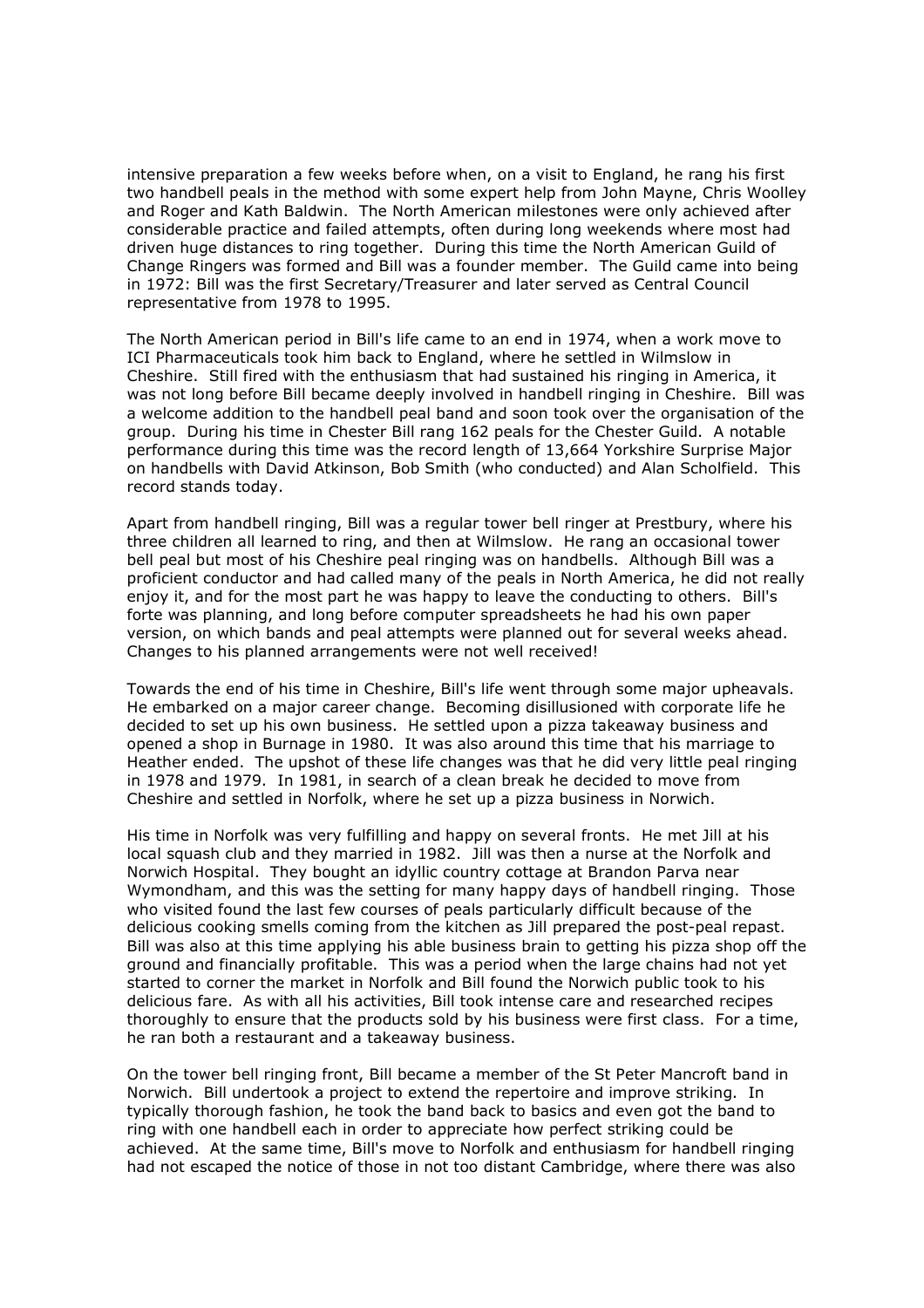intensive preparation a few weeks before when, on a visit to England, he rang his first two handbell peals in the method with some expert help from John Mayne, Chris Woolley and Roger and Kath Baldwin. The North American milestones were only achieved after considerable practice and failed attempts, often during long weekends where most had driven huge distances to ring together. During this time the North American Guild of Change Ringers was formed and Bill was a founder member. The Guild came into being in 1972: Bill was the first Secretary/Treasurer and later served as Central Council representative from 1978 to 1995.

The North American period in Bill's life came to an end in 1974, when a work move to ICI Pharmaceuticals took him back to England, where he settled in Wilmslow in Cheshire. Still fired with the enthusiasm that had sustained his ringing in America, it was not long before Bill became deeply involved in handbell ringing in Cheshire. Bill was a welcome addition to the handbell peal band and soon took over the organisation of the group. During his time in Chester Bill rang 162 peals for the Chester Guild. A notable performance during this time was the record length of 13,664 Yorkshire Surprise Major on handbells with David Atkinson, Bob Smith (who conducted) and Alan Scholfield. This record stands today.

Apart from handbell ringing, Bill was a regular tower bell ringer at Prestbury, where his three children all learned to ring, and then at Wilmslow. He rang an occasional tower bell peal but most of his Cheshire peal ringing was on handbells. Although Bill was a proficient conductor and had called many of the peals in North America, he did not really enjoy it, and for the most part he was happy to leave the conducting to others. Bill's forte was planning, and long before computer spreadsheets he had his own paper version, on which bands and peal attempts were planned out for several weeks ahead. Changes to his planned arrangements were not well received!

Towards the end of his time in Cheshire, Bill's life went through some major upheavals. He embarked on a major career change. Becoming disillusioned with corporate life he decided to set up his own business. He settled upon a pizza takeaway business and opened a shop in Burnage in 1980. It was also around this time that his marriage to Heather ended. The upshot of these life changes was that he did very little peal ringing in 1978 and 1979. In 1981, in search of a clean break he decided to move from Cheshire and settled in Norfolk, where he set up a pizza business in Norwich.

His time in Norfolk was very fulfilling and happy on several fronts. He met Jill at his local squash club and they married in 1982. Jill was then a nurse at the Norfolk and Norwich Hospital. They bought an idyllic country cottage at Brandon Parva near Wymondham, and this was the setting for many happy days of handbell ringing. Those who visited found the last few courses of peals particularly difficult because of the delicious cooking smells coming from the kitchen as Jill prepared the post-peal repast. Bill was also at this time applying his able business brain to getting his pizza shop off the ground and financially profitable. This was a period when the large chains had not yet started to corner the market in Norfolk and Bill found the Norwich public took to his delicious fare. As with all his activities, Bill took intense care and researched recipes thoroughly to ensure that the products sold by his business were first class. For a time, he ran both a restaurant and a takeaway business.

On the tower bell ringing front, Bill became a member of the St Peter Mancroft band in Norwich. Bill undertook a project to extend the repertoire and improve striking. In typically thorough fashion, he took the band back to basics and even got the band to ring with one handbell each in order to appreciate how perfect striking could be achieved. At the same time, Bill's move to Norfolk and enthusiasm for handbell ringing had not escaped the notice of those in not too distant Cambridge, where there was also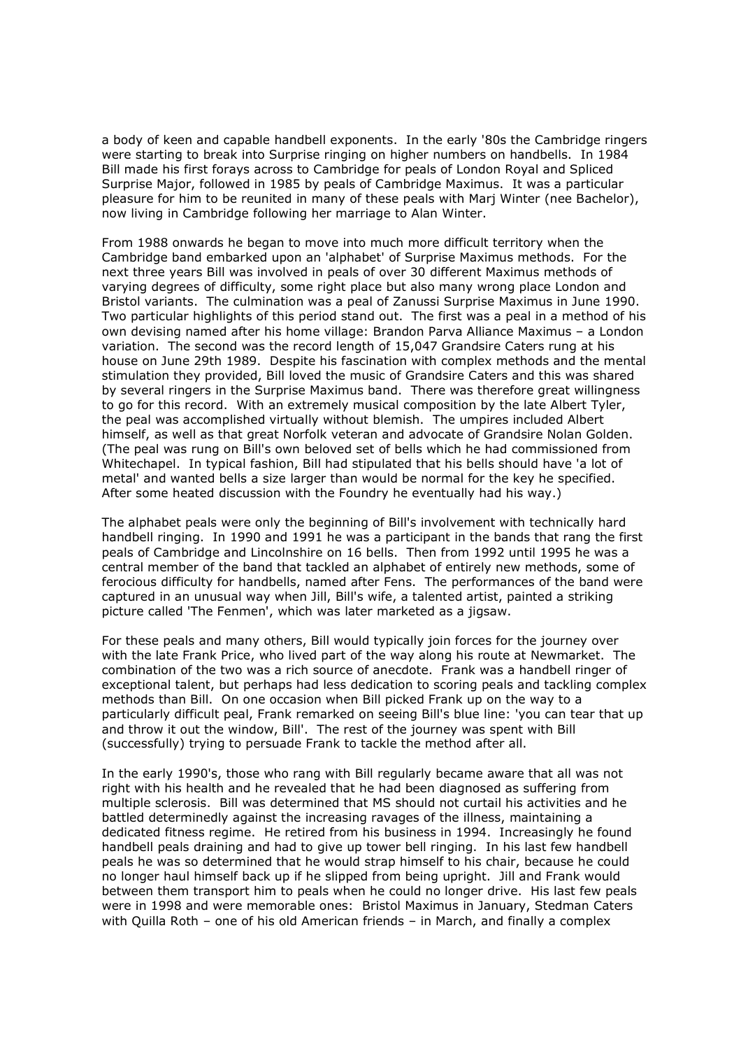a body of keen and capable handbell exponents. In the early '80s the Cambridge ringers were starting to break into Surprise ringing on higher numbers on handbells. In 1984 Bill made his first forays across to Cambridge for peals of London Royal and Spliced Surprise Major, followed in 1985 by peals of Cambridge Maximus. It was a particular pleasure for him to be reunited in many of these peals with Marj Winter (nee Bachelor), now living in Cambridge following her marriage to Alan Winter.

From 1988 onwards he began to move into much more difficult territory when the Cambridge band embarked upon an 'alphabet' of Surprise Maximus methods. For the next three years Bill was involved in peals of over 30 different Maximus methods of varying degrees of difficulty, some right place but also many wrong place London and Bristol variants. The culmination was a peal of Zanussi Surprise Maximus in June 1990. Two particular highlights of this period stand out. The first was a peal in a method of his own devising named after his home village: Brandon Parva Alliance Maximus – a London variation. The second was the record length of 15,047 Grandsire Caters rung at his house on June 29th 1989. Despite his fascination with complex methods and the mental stimulation they provided, Bill loved the music of Grandsire Caters and this was shared by several ringers in the Surprise Maximus band. There was therefore great willingness to go for this record. With an extremely musical composition by the late Albert Tyler, the peal was accomplished virtually without blemish. The umpires included Albert himself, as well as that great Norfolk veteran and advocate of Grandsire Nolan Golden. (The peal was rung on Bill's own beloved set of bells which he had commissioned from Whitechapel. In typical fashion, Bill had stipulated that his bells should have 'a lot of metal' and wanted bells a size larger than would be normal for the key he specified. After some heated discussion with the Foundry he eventually had his way.)

The alphabet peals were only the beginning of Bill's involvement with technically hard handbell ringing. In 1990 and 1991 he was a participant in the bands that rang the first peals of Cambridge and Lincolnshire on 16 bells. Then from 1992 until 1995 he was a central member of the band that tackled an alphabet of entirely new methods, some of ferocious difficulty for handbells, named after Fens. The performances of the band were captured in an unusual way when Jill, Bill's wife, a talented artist, painted a striking picture called 'The Fenmen', which was later marketed as a jigsaw.

For these peals and many others, Bill would typically join forces for the journey over with the late Frank Price, who lived part of the way along his route at Newmarket. The combination of the two was a rich source of anecdote. Frank was a handbell ringer of exceptional talent, but perhaps had less dedication to scoring peals and tackling complex methods than Bill. On one occasion when Bill picked Frank up on the way to a particularly difficult peal, Frank remarked on seeing Bill's blue line: 'you can tear that up and throw it out the window, Bill'. The rest of the journey was spent with Bill (successfully) trying to persuade Frank to tackle the method after all.

In the early 1990's, those who rang with Bill regularly became aware that all was not right with his health and he revealed that he had been diagnosed as suffering from multiple sclerosis. Bill was determined that MS should not curtail his activities and he battled determinedly against the increasing ravages of the illness, maintaining a dedicated fitness regime. He retired from his business in 1994. Increasingly he found handbell peals draining and had to give up tower bell ringing. In his last few handbell peals he was so determined that he would strap himself to his chair, because he could no longer haul himself back up if he slipped from being upright. Jill and Frank would between them transport him to peals when he could no longer drive. His last few peals were in 1998 and were memorable ones: Bristol Maximus in January, Stedman Caters with Quilla Roth – one of his old American friends – in March, and finally a complex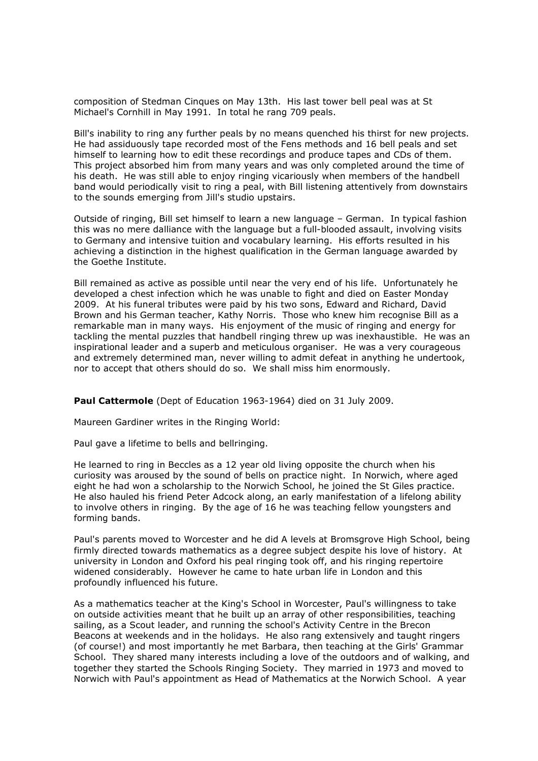composition of Stedman Cinques on May 13th. His last tower bell peal was at St Michael's Cornhill in May 1991. In total he rang 709 peals.

Bill's inability to ring any further peals by no means quenched his thirst for new projects. He had assiduously tape recorded most of the Fens methods and 16 bell peals and set himself to learning how to edit these recordings and produce tapes and CDs of them. This project absorbed him from many years and was only completed around the time of his death. He was still able to enjoy ringing vicariously when members of the handbell band would periodically visit to ring a peal, with Bill listening attentively from downstairs to the sounds emerging from Jill's studio upstairs.

Outside of ringing, Bill set himself to learn a new language – German. In typical fashion this was no mere dalliance with the language but a full-blooded assault, involving visits to Germany and intensive tuition and vocabulary learning. His efforts resulted in his achieving a distinction in the highest qualification in the German language awarded by the Goethe Institute.

Bill remained as active as possible until near the very end of his life. Unfortunately he developed a chest infection which he was unable to fight and died on Easter Monday 2009. At his funeral tributes were paid by his two sons, Edward and Richard, David Brown and his German teacher, Kathy Norris. Those who knew him recognise Bill as a remarkable man in many ways. His enjoyment of the music of ringing and energy for tackling the mental puzzles that handbell ringing threw up was inexhaustible. He was an inspirational leader and a superb and meticulous organiser. He was a very courageous and extremely determined man, never willing to admit defeat in anything he undertook, nor to accept that others should do so. We shall miss him enormously.

**Paul Cattermole** (Dept of Education 1963-1964) died on 31 July 2009.

Maureen Gardiner writes in the Ringing World:

Paul gave a lifetime to bells and bellringing.

He learned to ring in Beccles as a 12 year old living opposite the church when his curiosity was aroused by the sound of bells on practice night. In Norwich, where aged eight he had won a scholarship to the Norwich School, he joined the St Giles practice. He also hauled his friend Peter Adcock along, an early manifestation of a lifelong ability to involve others in ringing. By the age of 16 he was teaching fellow youngsters and forming bands.

Paul's parents moved to Worcester and he did A levels at Bromsgrove High School, being firmly directed towards mathematics as a degree subject despite his love of history. At university in London and Oxford his peal ringing took off, and his ringing repertoire widened considerably. However he came to hate urban life in London and this profoundly influenced his future.

As a mathematics teacher at the King's School in Worcester, Paul's willingness to take on outside activities meant that he built up an array of other responsibilities, teaching sailing, as a Scout leader, and running the school's Activity Centre in the Brecon Beacons at weekends and in the holidays. He also rang extensively and taught ringers (of course!) and most importantly he met Barbara, then teaching at the Girls' Grammar School. They shared many interests including a love of the outdoors and of walking, and together they started the Schools Ringing Society. They married in 1973 and moved to Norwich with Paul's appointment as Head of Mathematics at the Norwich School. A year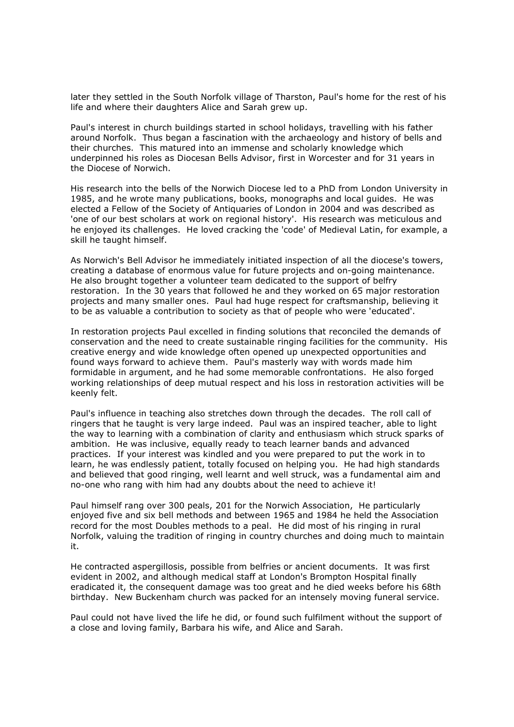later they settled in the South Norfolk village of Tharston, Paul's home for the rest of his life and where their daughters Alice and Sarah grew up.

Paul's interest in church buildings started in school holidays, travelling with his father around Norfolk. Thus began a fascination with the archaeology and history of bells and their churches. This matured into an immense and scholarly knowledge which underpinned his roles as Diocesan Bells Advisor, first in Worcester and for 31 years in the Diocese of Norwich.

His research into the bells of the Norwich Diocese led to a PhD from London University in 1985, and he wrote many publications, books, monographs and local guides. He was elected a Fellow of the Society of Antiquaries of London in 2004 and was described as 'one of our best scholars at work on regional history'. His research was meticulous and he enjoyed its challenges. He loved cracking the 'code' of Medieval Latin, for example, a skill he taught himself.

As Norwich's Bell Advisor he immediately initiated inspection of all the diocese's towers, creating a database of enormous value for future projects and on-going maintenance. He also brought together a volunteer team dedicated to the support of belfry restoration. In the 30 years that followed he and they worked on 65 major restoration projects and many smaller ones. Paul had huge respect for craftsmanship, believing it to be as valuable a contribution to society as that of people who were 'educated'.

In restoration projects Paul excelled in finding solutions that reconciled the demands of conservation and the need to create sustainable ringing facilities for the community. His creative energy and wide knowledge often opened up unexpected opportunities and found ways forward to achieve them. Paul's masterly way with words made him formidable in argument, and he had some memorable confrontations. He also forged working relationships of deep mutual respect and his loss in restoration activities will be keenly felt.

Paul's influence in teaching also stretches down through the decades. The roll call of ringers that he taught is very large indeed. Paul was an inspired teacher, able to light the way to learning with a combination of clarity and enthusiasm which struck sparks of ambition. He was inclusive, equally ready to teach learner bands and advanced practices. If your interest was kindled and you were prepared to put the work in to learn, he was endlessly patient, totally focused on helping you. He had high standards and believed that good ringing, well learnt and well struck, was a fundamental aim and no-one who rang with him had any doubts about the need to achieve it!

Paul himself rang over 300 peals, 201 for the Norwich Association, He particularly enjoyed five and six bell methods and between 1965 and 1984 he held the Association record for the most Doubles methods to a peal. He did most of his ringing in rural Norfolk, valuing the tradition of ringing in country churches and doing much to maintain it.

He contracted aspergillosis, possible from belfries or ancient documents. It was first evident in 2002, and although medical staff at London's Brompton Hospital finally eradicated it, the consequent damage was too great and he died weeks before his 68th birthday. New Buckenham church was packed for an intensely moving funeral service.

Paul could not have lived the life he did, or found such fulfilment without the support of a close and loving family, Barbara his wife, and Alice and Sarah.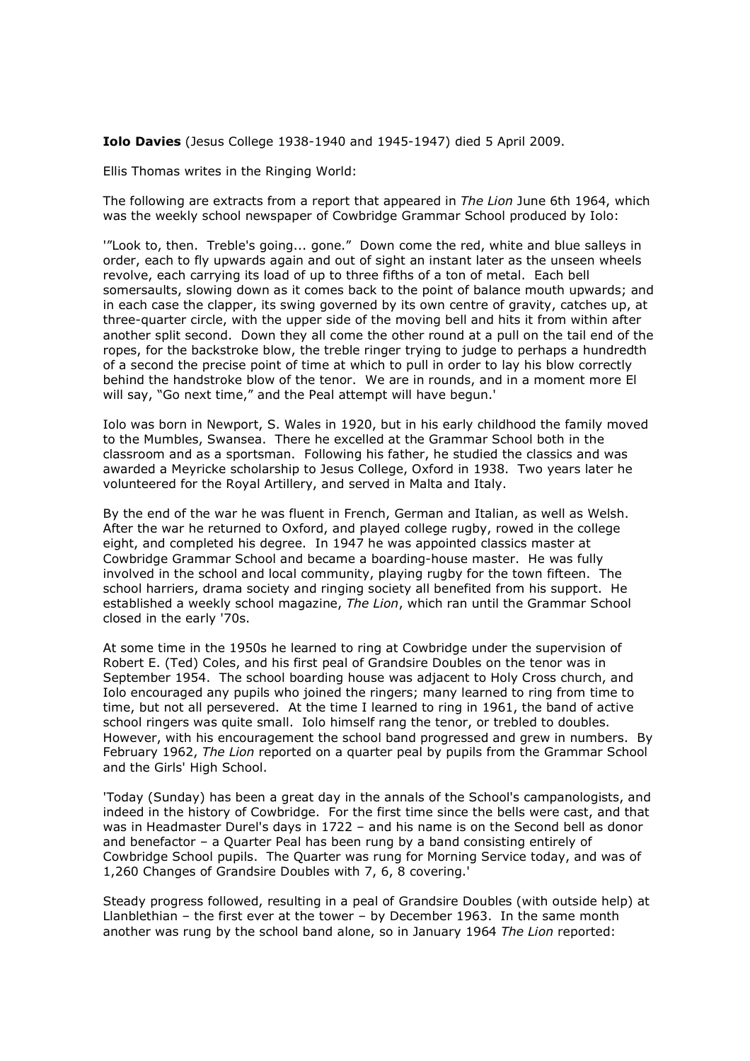**Iolo Davies** (Jesus College 1938-1940 and 1945-1947) died 5 April 2009.

Ellis Thomas writes in the Ringing World:

The following are extracts from a report that appeared in *The Lion* June 6th 1964, which was the weekly school newspaper of Cowbridge Grammar School produced by Iolo:

'"Look to, then. Treble's going... gone." Down come the red, white and blue salleys in order, each to fly upwards again and out of sight an instant later as the unseen wheels revolve, each carrying its load of up to three fifths of a ton of metal. Each bell somersaults, slowing down as it comes back to the point of balance mouth upwards; and in each case the clapper, its swing governed by its own centre of gravity, catches up, at three-quarter circle, with the upper side of the moving bell and hits it from within after another split second. Down they all come the other round at a pull on the tail end of the ropes, for the backstroke blow, the treble ringer trying to judge to perhaps a hundredth of a second the precise point of time at which to pull in order to lay his blow correctly behind the handstroke blow of the tenor. We are in rounds, and in a moment more El will say, "Go next time," and the Peal attempt will have begun.'

Iolo was born in Newport, S. Wales in 1920, but in his early childhood the family moved to the Mumbles, Swansea. There he excelled at the Grammar School both in the classroom and as a sportsman. Following his father, he studied the classics and was awarded a Meyricke scholarship to Jesus College, Oxford in 1938. Two years later he volunteered for the Royal Artillery, and served in Malta and Italy.

By the end of the war he was fluent in French, German and Italian, as well as Welsh. After the war he returned to Oxford, and played college rugby, rowed in the college eight, and completed his degree. In 1947 he was appointed classics master at Cowbridge Grammar School and became a boarding-house master. He was fully involved in the school and local community, playing rugby for the town fifteen. The school harriers, drama society and ringing society all benefited from his support. He established a weekly school magazine, *The Lion*, which ran until the Grammar School closed in the early '70s.

At some time in the 1950s he learned to ring at Cowbridge under the supervision of Robert E. (Ted) Coles, and his first peal of Grandsire Doubles on the tenor was in September 1954. The school boarding house was adjacent to Holy Cross church, and Iolo encouraged any pupils who joined the ringers; many learned to ring from time to time, but not all persevered. At the time I learned to ring in 1961, the band of active school ringers was quite small. Iolo himself rang the tenor, or trebled to doubles. However, with his encouragement the school band progressed and grew in numbers. By February 1962, *The Lion* reported on a quarter peal by pupils from the Grammar School and the Girls' High School.

'Today (Sunday) has been a great day in the annals of the School's campanologists, and indeed in the history of Cowbridge. For the first time since the bells were cast, and that was in Headmaster Durel's days in 1722 – and his name is on the Second bell as donor and benefactor – a Quarter Peal has been rung by a band consisting entirely of Cowbridge School pupils. The Quarter was rung for Morning Service today, and was of 1,260 Changes of Grandsire Doubles with 7, 6, 8 covering.'

Steady progress followed, resulting in a peal of Grandsire Doubles (with outside help) at Llanblethian – the first ever at the tower – by December 1963. In the same month another was rung by the school band alone, so in January 1964 *The Lion* reported: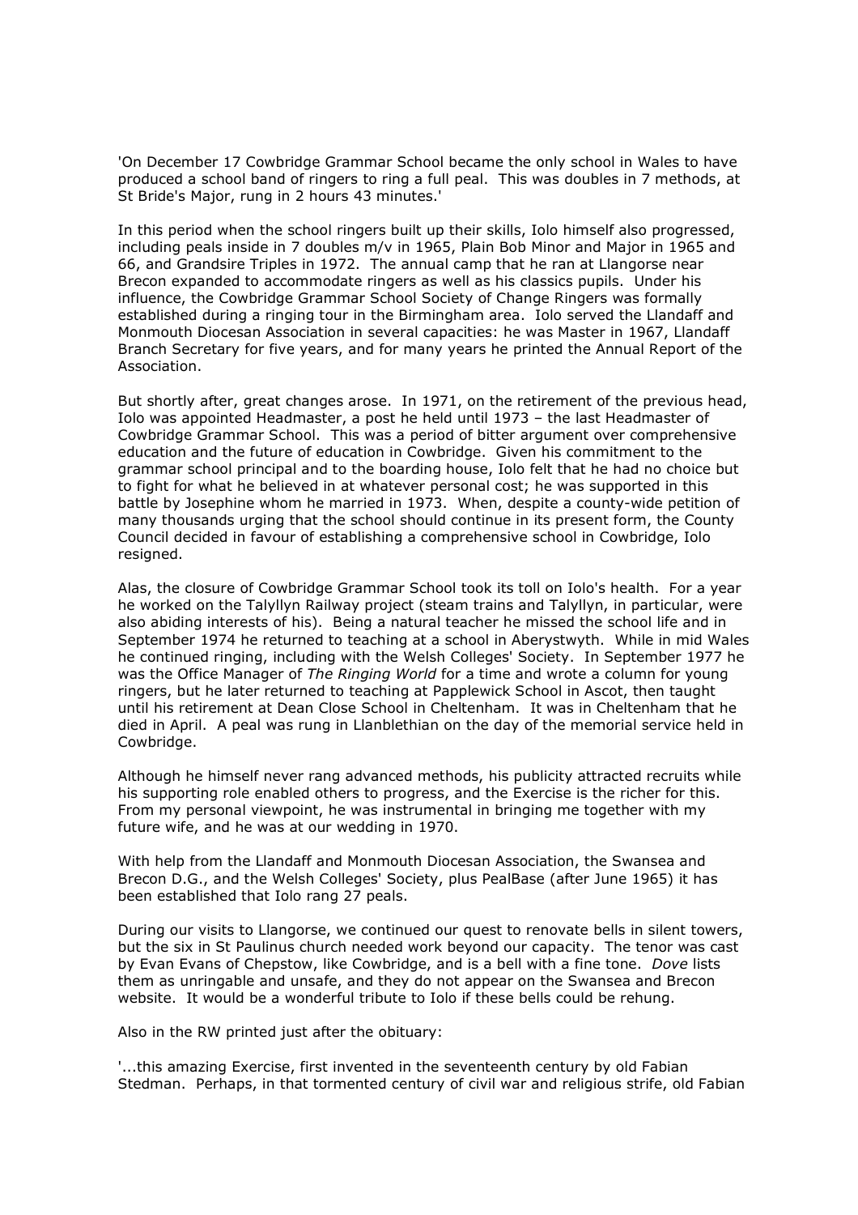'On December 17 Cowbridge Grammar School became the only school in Wales to have produced a school band of ringers to ring a full peal. This was doubles in 7 methods, at St Bride's Major, rung in 2 hours 43 minutes.'

In this period when the school ringers built up their skills, Iolo himself also progressed, including peals inside in 7 doubles m/v in 1965, Plain Bob Minor and Major in 1965 and 66, and Grandsire Triples in 1972. The annual camp that he ran at Llangorse near Brecon expanded to accommodate ringers as well as his classics pupils. Under his influence, the Cowbridge Grammar School Society of Change Ringers was formally established during a ringing tour in the Birmingham area. Iolo served the Llandaff and Monmouth Diocesan Association in several capacities: he was Master in 1967, Llandaff Branch Secretary for five years, and for many years he printed the Annual Report of the Association.

But shortly after, great changes arose. In 1971, on the retirement of the previous head, Iolo was appointed Headmaster, a post he held until 1973 – the last Headmaster of Cowbridge Grammar School. This was a period of bitter argument over comprehensive education and the future of education in Cowbridge. Given his commitment to the grammar school principal and to the boarding house, Iolo felt that he had no choice but to fight for what he believed in at whatever personal cost; he was supported in this battle by Josephine whom he married in 1973. When, despite a county-wide petition of many thousands urging that the school should continue in its present form, the County Council decided in favour of establishing a comprehensive school in Cowbridge, Iolo resigned.

Alas, the closure of Cowbridge Grammar School took its toll on Iolo's health. For a year he worked on the Talyllyn Railway project (steam trains and Talyllyn, in particular, were also abiding interests of his). Being a natural teacher he missed the school life and in September 1974 he returned to teaching at a school in Aberystwyth. While in mid Wales he continued ringing, including with the Welsh Colleges' Society. In September 1977 he was the Office Manager of *The Ringing World* for a time and wrote a column for young ringers, but he later returned to teaching at Papplewick School in Ascot, then taught until his retirement at Dean Close School in Cheltenham. It was in Cheltenham that he died in April. A peal was rung in Llanblethian on the day of the memorial service held in Cowbridge.

Although he himself never rang advanced methods, his publicity attracted recruits while his supporting role enabled others to progress, and the Exercise is the richer for this. From my personal viewpoint, he was instrumental in bringing me together with my future wife, and he was at our wedding in 1970.

With help from the Llandaff and Monmouth Diocesan Association, the Swansea and Brecon D.G., and the Welsh Colleges' Society, plus PealBase (after June 1965) it has been established that Iolo rang 27 peals.

During our visits to Llangorse, we continued our quest to renovate bells in silent towers, but the six in St Paulinus church needed work beyond our capacity. The tenor was cast by Evan Evans of Chepstow, like Cowbridge, and is a bell with a fine tone. *Dove* lists them as unringable and unsafe, and they do not appear on the Swansea and Brecon website. It would be a wonderful tribute to Iolo if these bells could be rehung.

Also in the RW printed just after the obituary:

'...this amazing Exercise, first invented in the seventeenth century by old Fabian Stedman. Perhaps, in that tormented century of civil war and religious strife, old Fabian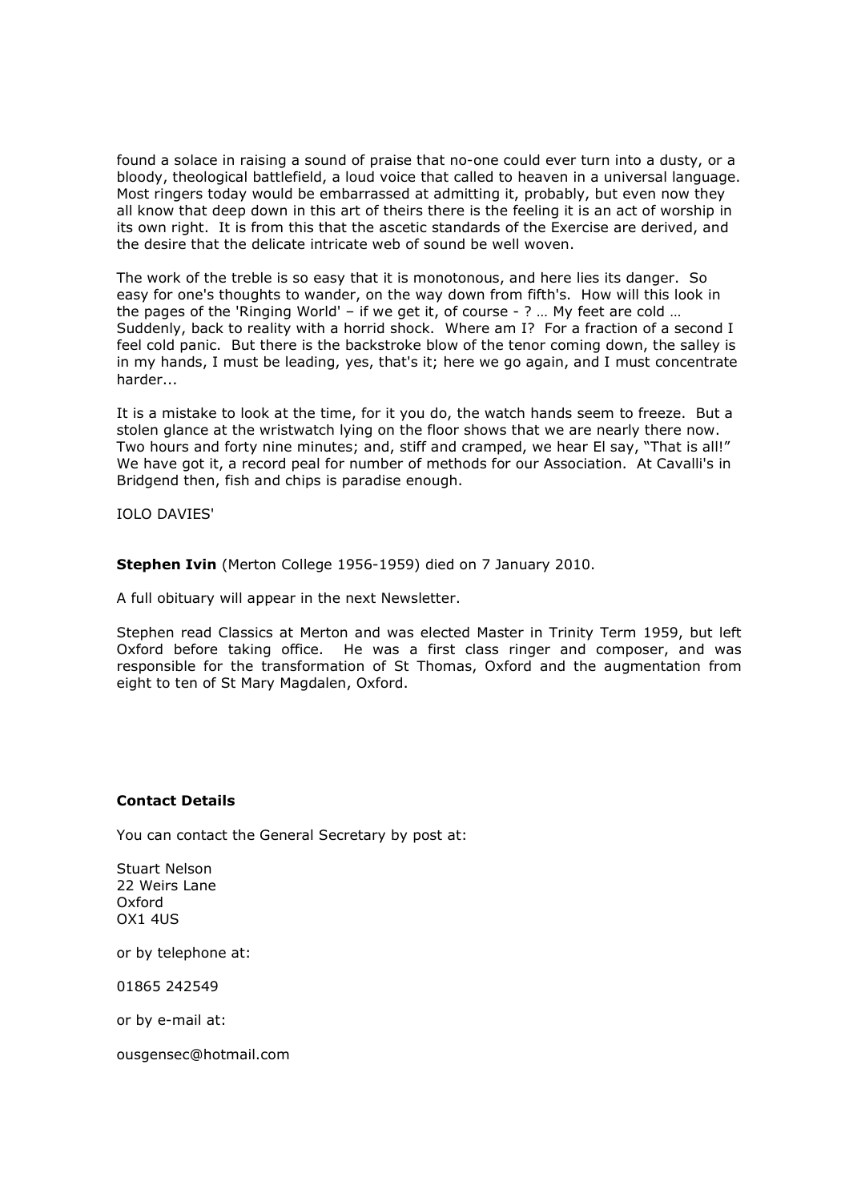found a solace in raising a sound of praise that no-one could ever turn into a dusty, or a bloody, theological battlefield, a loud voice that called to heaven in a universal language. Most ringers today would be embarrassed at admitting it, probably, but even now they all know that deep down in this art of theirs there is the feeling it is an act of worship in its own right. It is from this that the ascetic standards of the Exercise are derived, and the desire that the delicate intricate web of sound be well woven.

The work of the treble is so easy that it is monotonous, and here lies its danger. So easy for one's thoughts to wander, on the way down from fifth's. How will this look in the pages of the 'Ringing World' – if we get it, of course - ? … My feet are cold … Suddenly, back to reality with a horrid shock. Where am I? For a fraction of a second I feel cold panic. But there is the backstroke blow of the tenor coming down, the salley is in my hands, I must be leading, yes, that's it; here we go again, and I must concentrate harder...

It is a mistake to look at the time, for it you do, the watch hands seem to freeze. But a stolen glance at the wristwatch lying on the floor shows that we are nearly there now. Two hours and forty nine minutes; and, stiff and cramped, we hear El say, "That is all!" We have got it, a record peal for number of methods for our Association. At Cavalli's in Bridgend then, fish and chips is paradise enough.

IOLO DAVIES'

**Stephen Ivin** (Merton College 1956-1959) died on 7 January 2010.

A full obituary will appear in the next Newsletter.

Stephen read Classics at Merton and was elected Master in Trinity Term 1959, but left Oxford before taking office. He was a first class ringer and composer, and was responsible for the transformation of St Thomas, Oxford and the augmentation from eight to ten of St Mary Magdalen, Oxford.

**Contact Details**

You can contact the General Secretary by post at:

Stuart Nelson
22 Weirs Lane
Oxford
OX1 4US

or by telephone at:

01865 242549

or by e-mail at:

ousgensec@hotmail.com